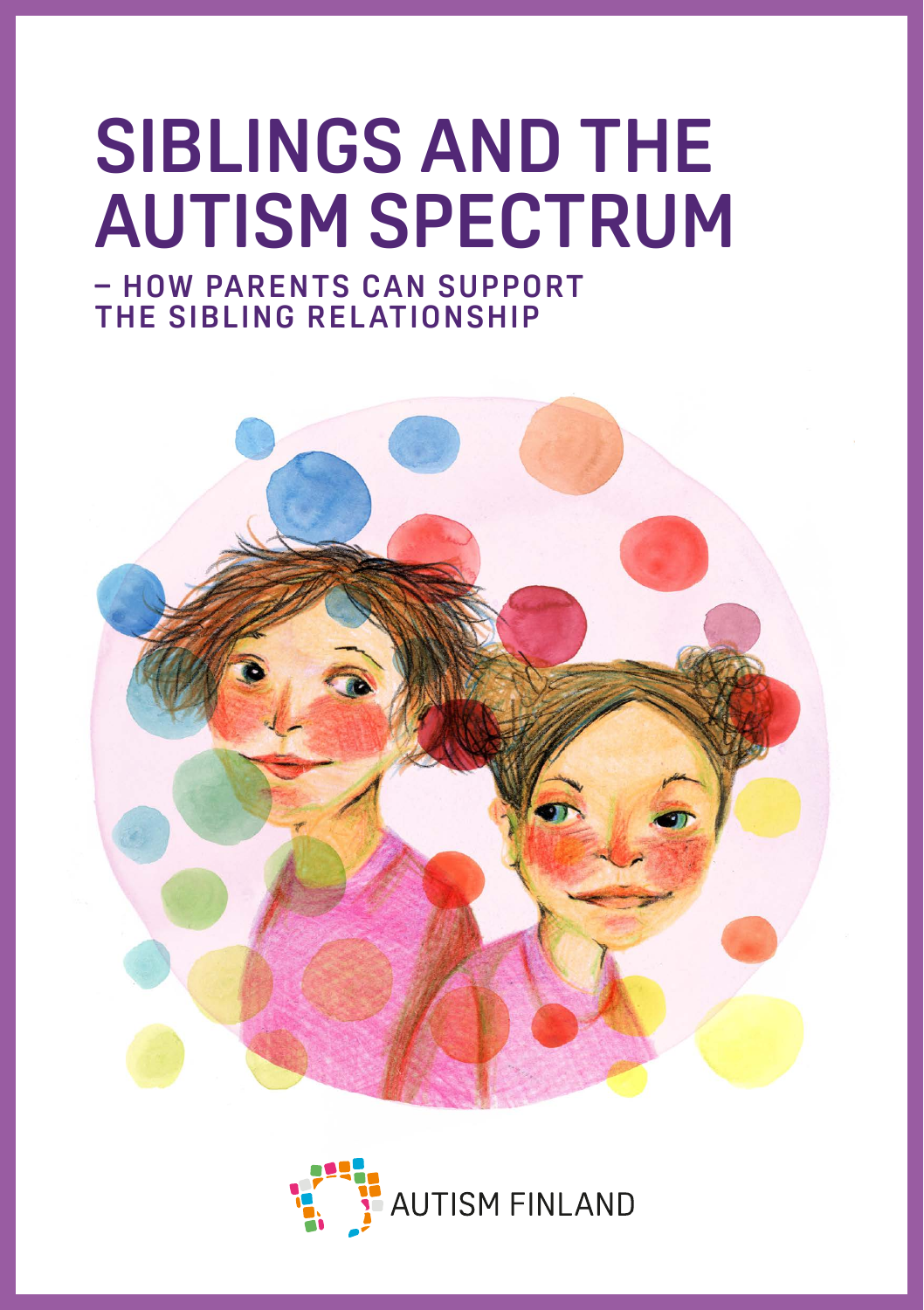# SIBLINGS AND THE AUTISM SPECTRUM

## – HOW PARENTS CAN SUPPORT THE SIBLING RELATIONSHIP

AUTISM FINLAND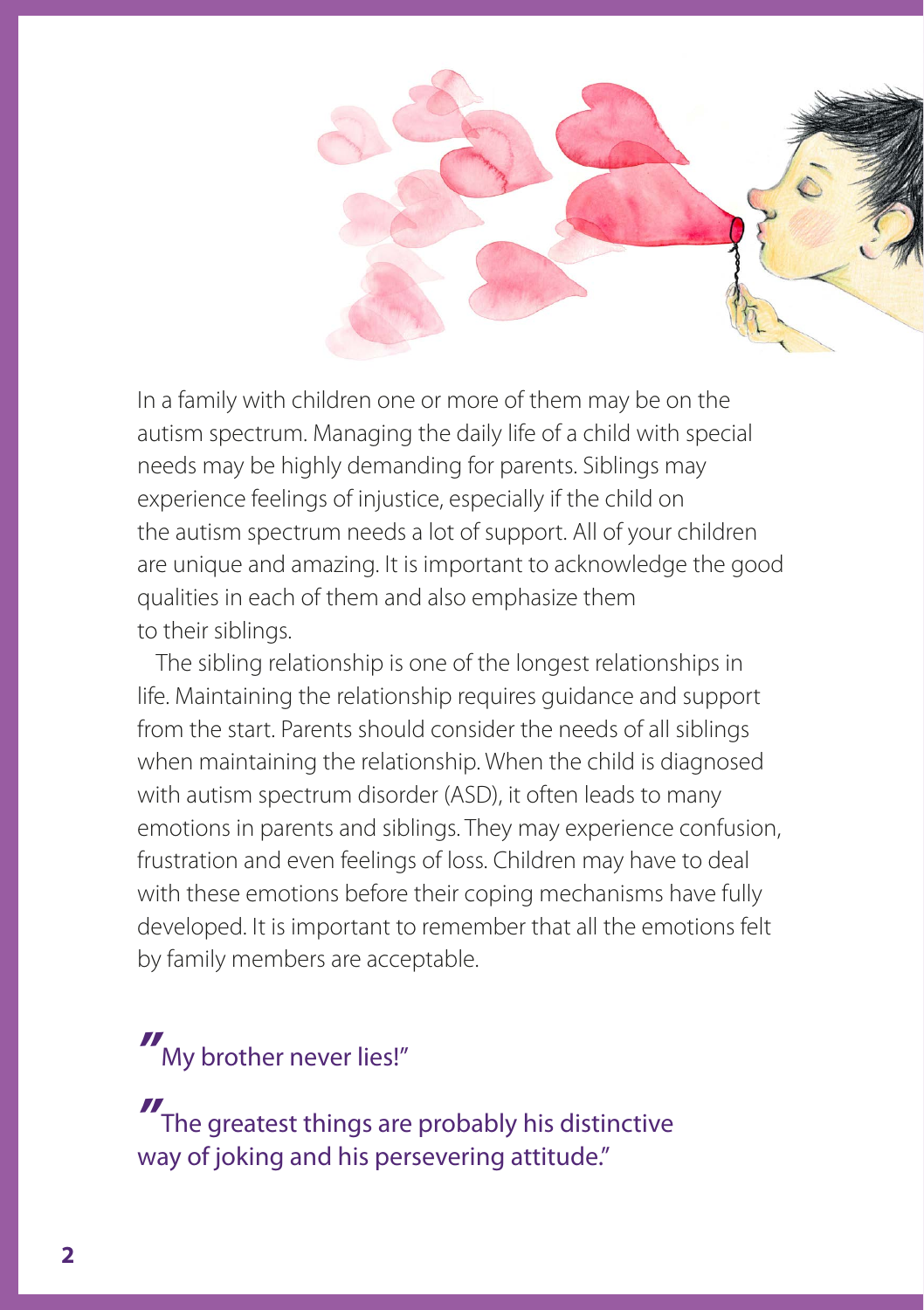In a family with children one or more of them may be on the autism spectrum. Managing the daily life of a child with special needs may be highly demanding for parents. Siblings may experience feelings of injustice, especially if the child on the autism spectrum needs a lot of support. All of your children are unique and amazing. It is important to acknowledge the good qualities in each of them and also emphasize them to their siblings.

The sibling relationship is one of the longest relationships in life. Maintaining the relationship requires guidance and support from the start. Parents should consider the needs of all siblings when maintaining the relationship. When the child is diagnosed with autism spectrum disorder (ASD), it often leads to many emotions in parents and siblings. They may experience confusion, frustration and even feelings of loss. Children may have to deal with these emotions before their coping mechanisms have fully developed. It is important to remember that all the emotions felt by family members are acceptable.

"My brother never lies!"

"The greatest things are probably his distinctive way of joking and his persevering attitude."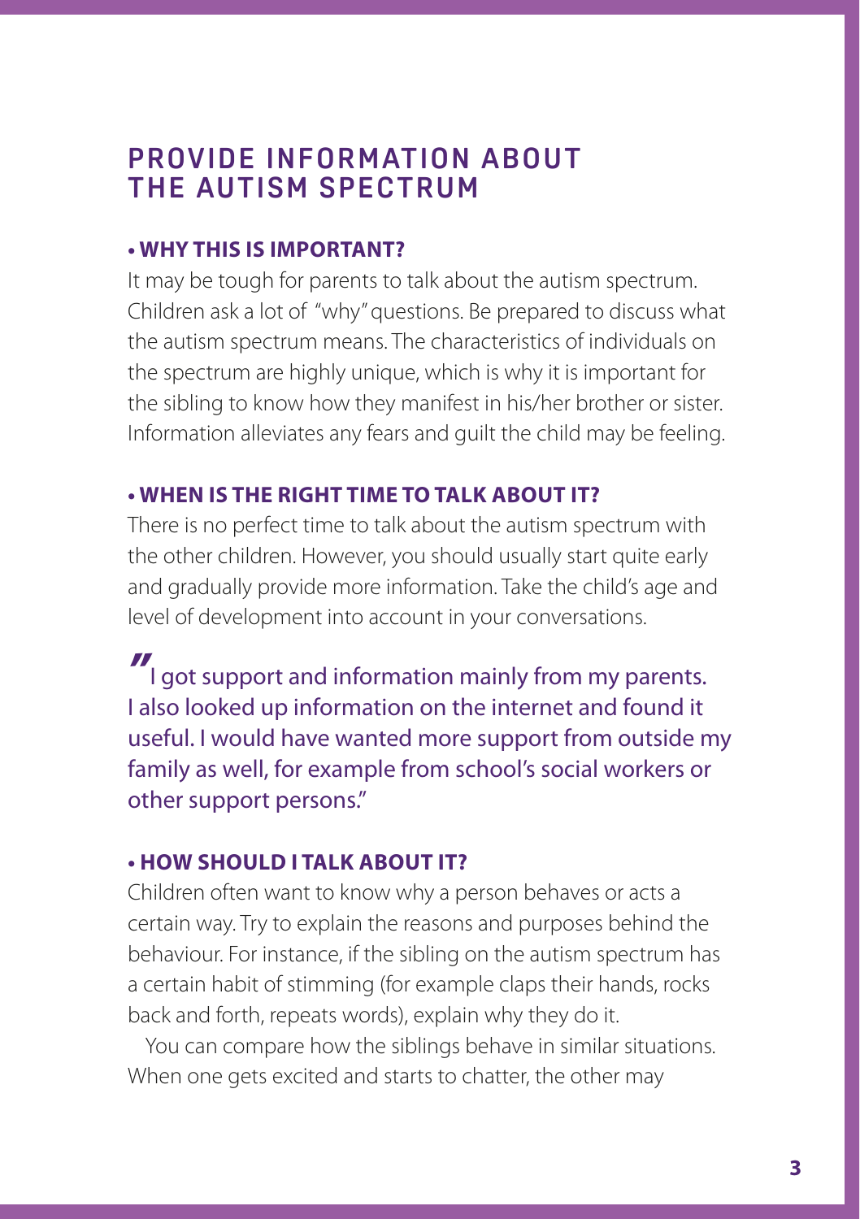## PROVIDE INFORMATION ABOUT THE AUTISM SPECTRUM

**• WHY THIS IS IMPORTANT?**

It may be tough for parents to talk about the autism spectrum. Children ask a lot of "why" questions. Be prepared to discuss what the autism spectrum means. The characteristics of individuals on the spectrum are highly unique, which is why it is important for the sibling to know how they manifest in his/her brother or sister. Information alleviates any fears and guilt the child may be feeling.

**• WHEN IS THE RIGHT TIME TO TALK ABOUT IT?**

There is no perfect time to talk about the autism spectrum with the other children. However, you should usually start quite early and gradually provide more information. Take the child's age and level of development into account in your conversations.

> "I got support and information mainly from my parents. I also looked up information on the internet and found it useful. I would have wanted more support from outside my family as well, for example from school's social workers or other support persons."

**• HOW SHOULD I TALK ABOUT IT?**

Children often want to know why a person behaves or acts a certain way. Try to explain the reasons and purposes behind the behaviour. For instance, if the sibling on the autism spectrum has a certain habit of stimming (for example claps their hands, rocks back and forth, repeats words), explain why they do it.

You can compare how the siblings behave in similar situations. When one gets excited and starts to chatter, the other may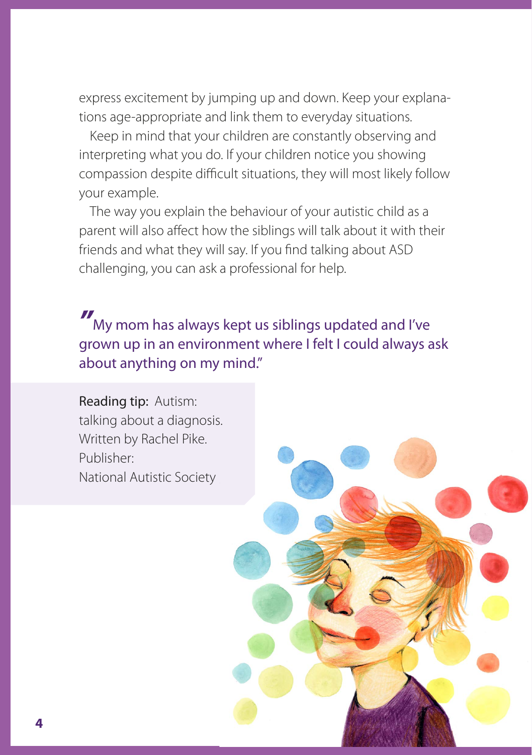express excitement by jumping up and down. Keep your explanations age-appropriate and link them to everyday situations.

Keep in mind that your children are constantly observing and interpreting what you do. If your children notice you showing compassion despite difficult situations, they will most likely follow your example.

The way you explain the behaviour of your autistic child as a parent will also affect how the siblings will talk about it with their friends and what they will say. If you find talking about ASD challenging, you can ask a professional for help.

> "My mom has always kept us siblings updated and I've grown up in an environment where I felt I could always ask about anything on my mind."

**Reading tip:** Autism: talking about a diagnosis. Written by Rachel Pike. Publisher: National Autistic Society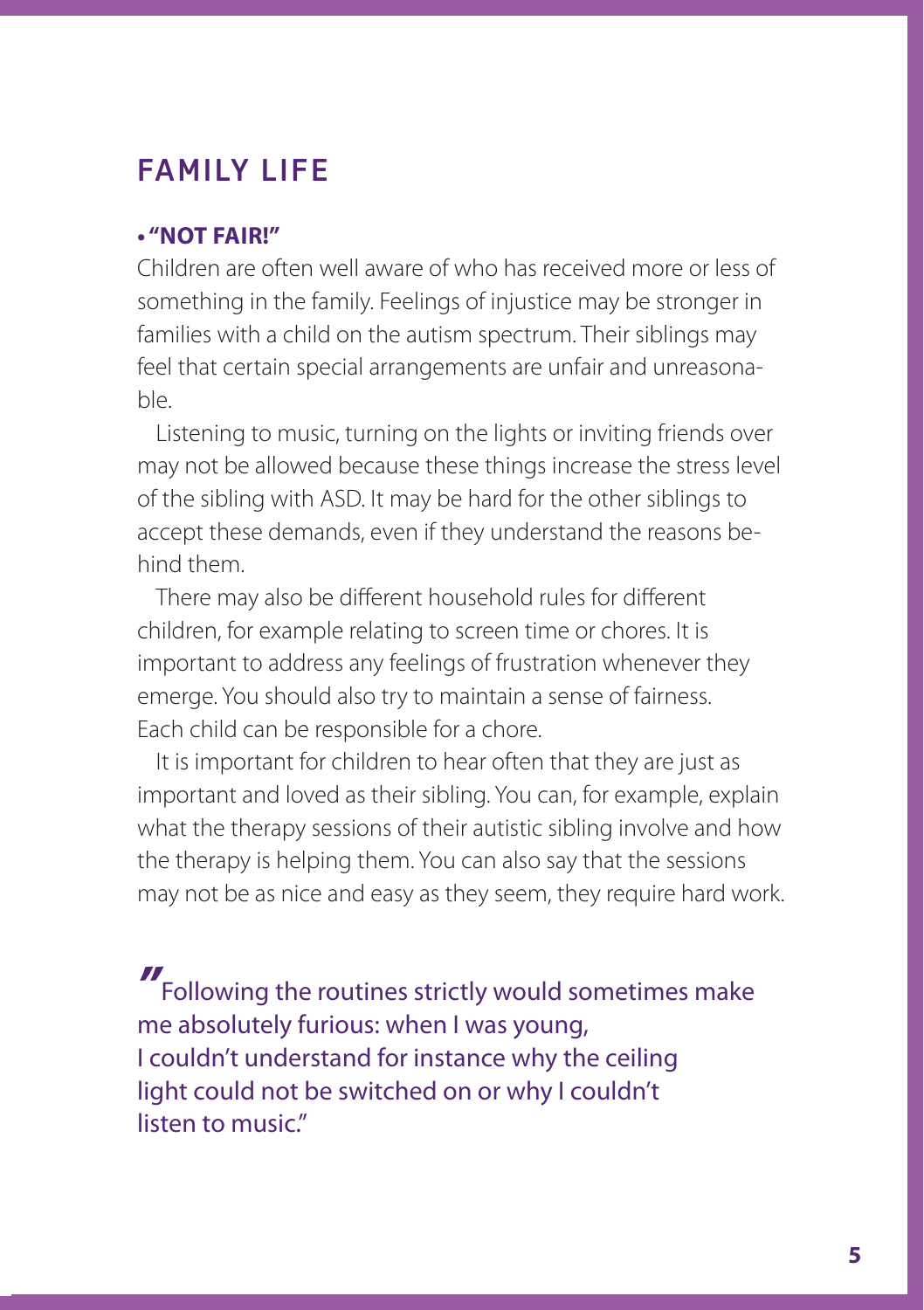## FAMILY LIFE

### • "NOT FAIR!"

Children are often well aware of who has received more or less of something in the family. Feelings of injustice may be stronger in families with a child on the autism spectrum. Their siblings may feel that certain special arrangements are unfair and unreasonable.

Listening to music, turning on the lights or inviting friends over may not be allowed because these things increase the stress level of the sibling with ASD. It may be hard for the other siblings to accept these demands, even if they understand the reasons behind them.

There may also be different household rules for different children, for example relating to screen time or chores. It is important to address any feelings of frustration whenever they emerge. You should also try to maintain a sense of fairness. Each child can be responsible for a chore.

It is important for children to hear often that they are just as important and loved as their sibling. You can, for example, explain what the therapy sessions of their autistic sibling involve and how the therapy is helping them. You can also say that the sessions may not be as nice and easy as they seem, they require hard work.

> "Following the routines strictly would sometimes make me absolutely furious: when I was young, I couldn't understand for instance why the ceiling light could not be switched on or why I couldn't listen to music."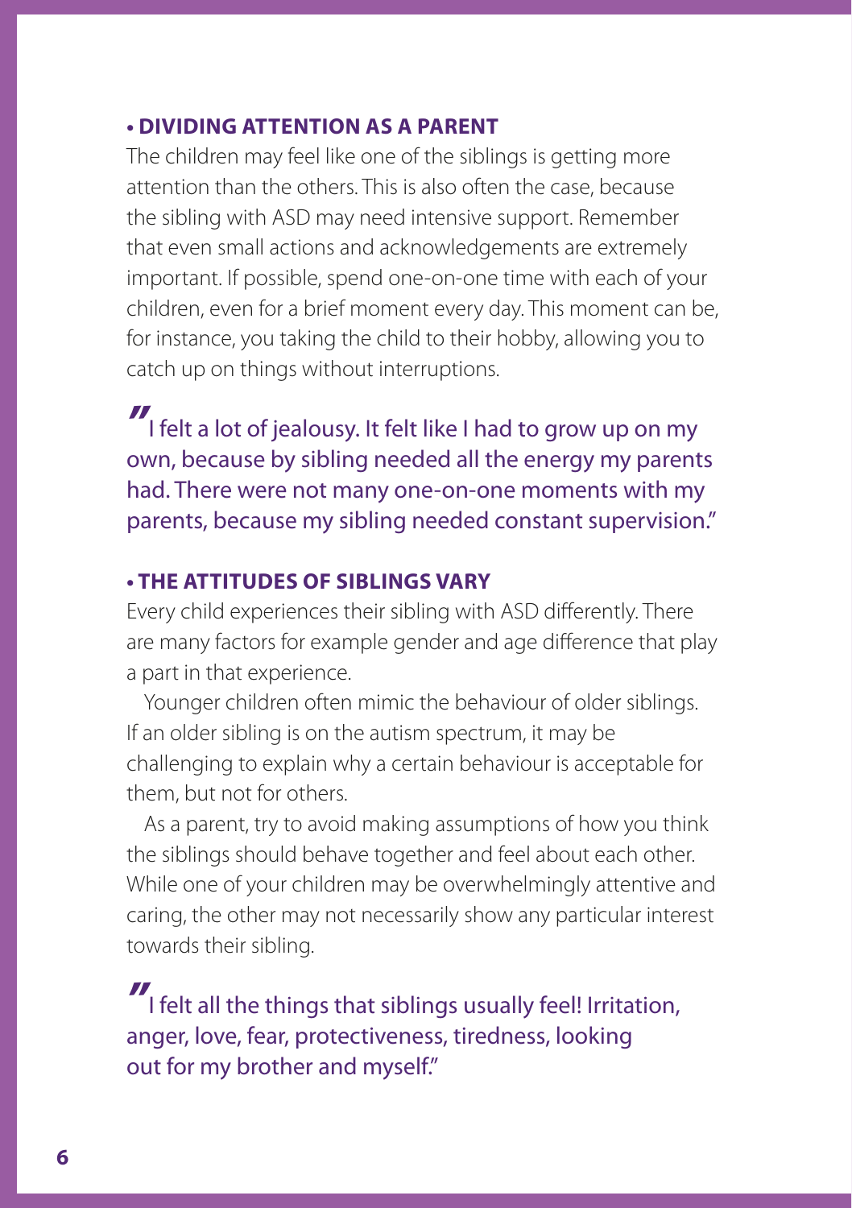### • DIVIDING ATTENTION AS A PARENT

The children may feel like one of the siblings is getting more attention than the others. This is also often the case, because the sibling with ASD may need intensive support. Remember that even small actions and acknowledgements are extremely important. If possible, spend one-on-one time with each of your children, even for a brief moment every day. This moment can be, for instance, you taking the child to their hobby, allowing you to catch up on things without interruptions.

> "I felt a lot of jealousy. It felt like I had to grow up on my own, because by sibling needed all the energy my parents had. There were not many one-on-one moments with my parents, because my sibling needed constant supervision."

### • THE ATTITUDES OF SIBLINGS VARY

Every child experiences their sibling with ASD differently. There are many factors for example gender and age difference that play a part in that experience.

Younger children often mimic the behaviour of older siblings. If an older sibling is on the autism spectrum, it may be challenging to explain why a certain behaviour is acceptable for them, but not for others.

As a parent, try to avoid making assumptions of how you think the siblings should behave together and feel about each other. While one of your children may be overwhelmingly attentive and caring, the other may not necessarily show any particular interest towards their sibling.

> "I felt all the things that siblings usually feel! Irritation, anger, love, fear, protectiveness, tiredness, looking out for my brother and myself."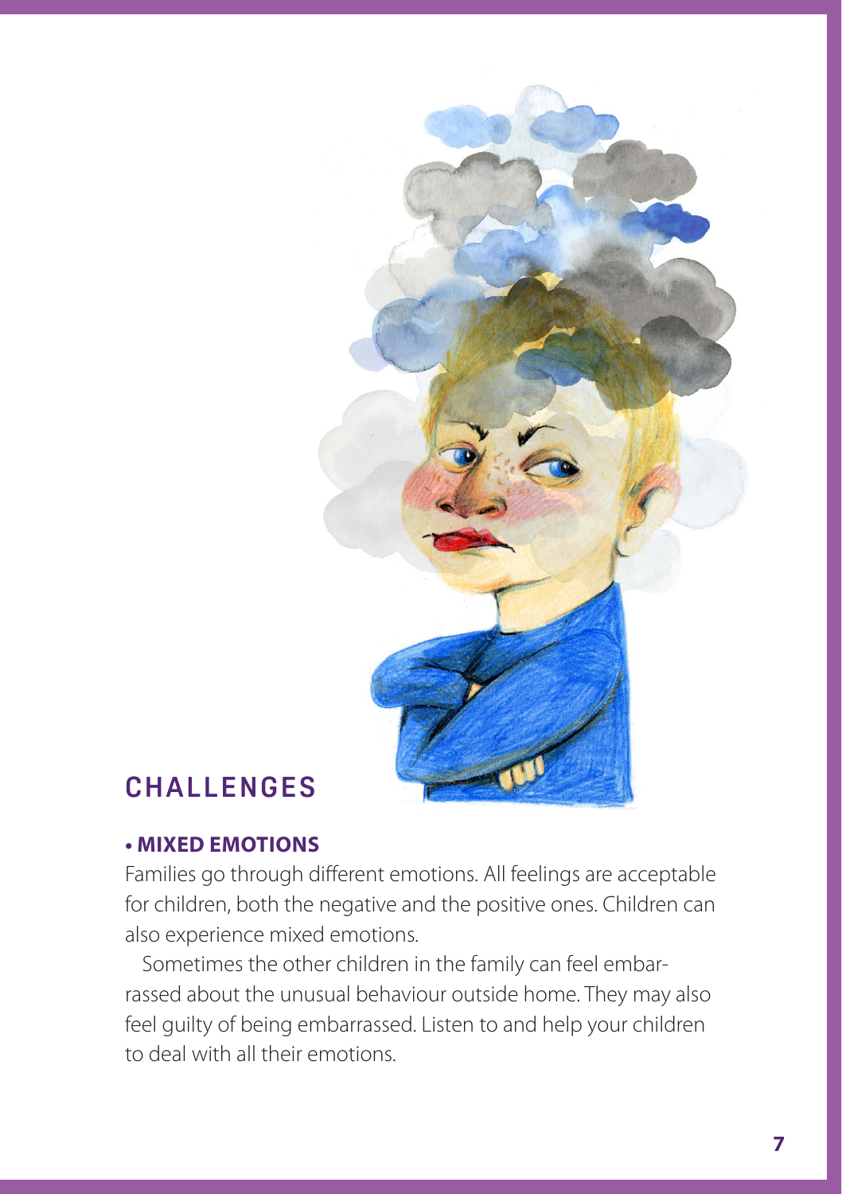## CHALLENGES

**• MIXED EMOTIONS**

Families go through different emotions. All feelings are acceptable for children, both the negative and the positive ones. Children can also experience mixed emotions.

Sometimes the other children in the family can feel embarrassed about the unusual behaviour outside home. They may also feel guilty of being embarrassed. Listen to and help your children to deal with all their emotions.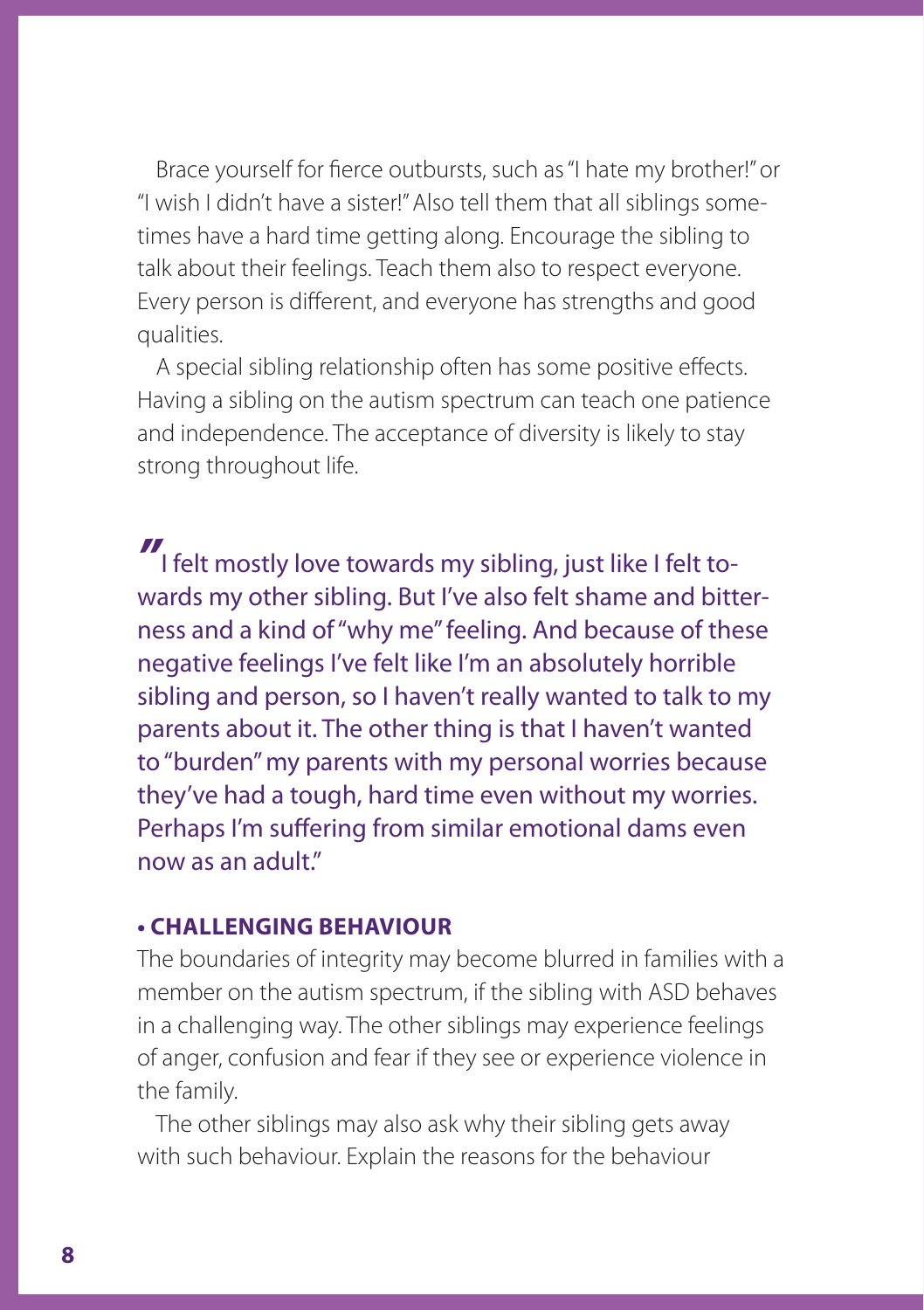Brace yourself for fierce outbursts, such as "I hate my brother!" or "I wish I didn't have a sister!" Also tell them that all siblings sometimes have a hard time getting along. Encourage the sibling to talk about their feelings. Teach them also to respect everyone. Every person is different, and everyone has strengths and good qualities.

A special sibling relationship often has some positive effects. Having a sibling on the autism spectrum can teach one patience and independence. The acceptance of diversity is likely to stay strong throughout life.

> "I felt mostly love towards my sibling, just like I felt towards my other sibling. But I've also felt shame and bitterness and a kind of "why me" feeling. And because of these negative feelings I've felt like I'm an absolutely horrible sibling and person, so I haven't really wanted to talk to my parents about it. The other thing is that I haven't wanted to "burden" my parents with my personal worries because they've had a tough, hard time even without my worries. Perhaps I'm suffering from similar emotional dams even now as an adult."

**• CHALLENGING BEHAVIOUR**

The boundaries of integrity may become blurred in families with a member on the autism spectrum, if the sibling with ASD behaves in a challenging way. The other siblings may experience feelings of anger, confusion and fear if they see or experience violence in the family.

The other siblings may also ask why their sibling gets away with such behaviour. Explain the reasons for the behaviour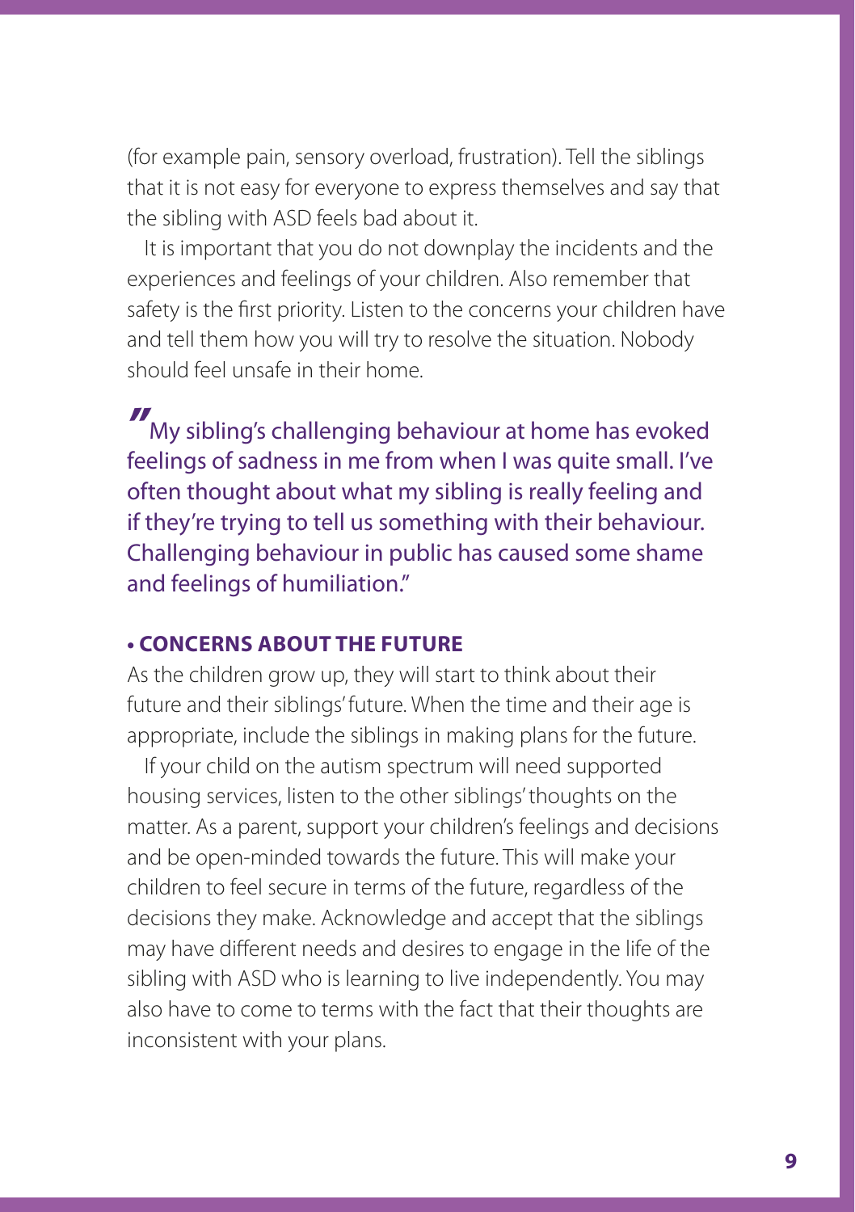(for example pain, sensory overload, frustration). Tell the siblings that it is not easy for everyone to express themselves and say that the sibling with ASD feels bad about it.

It is important that you do not downplay the incidents and the experiences and feelings of your children. Also remember that safety is the first priority. Listen to the concerns your children have and tell them how you will try to resolve the situation. Nobody should feel unsafe in their home.

> "My sibling's challenging behaviour at home has evoked feelings of sadness in me from when I was quite small. I've often thought about what my sibling is really feeling and if they're trying to tell us something with their behaviour. Challenging behaviour in public has caused some shame and feelings of humiliation."

**• CONCERNS ABOUT THE FUTURE**

As the children grow up, they will start to think about their future and their siblings' future. When the time and their age is appropriate, include the siblings in making plans for the future.

If your child on the autism spectrum will need supported housing services, listen to the other siblings' thoughts on the matter. As a parent, support your children's feelings and decisions and be open-minded towards the future. This will make your children to feel secure in terms of the future, regardless of the decisions they make. Acknowledge and accept that the siblings may have different needs and desires to engage in the life of the sibling with ASD who is learning to live independently. You may also have to come to terms with the fact that their thoughts are inconsistent with your plans.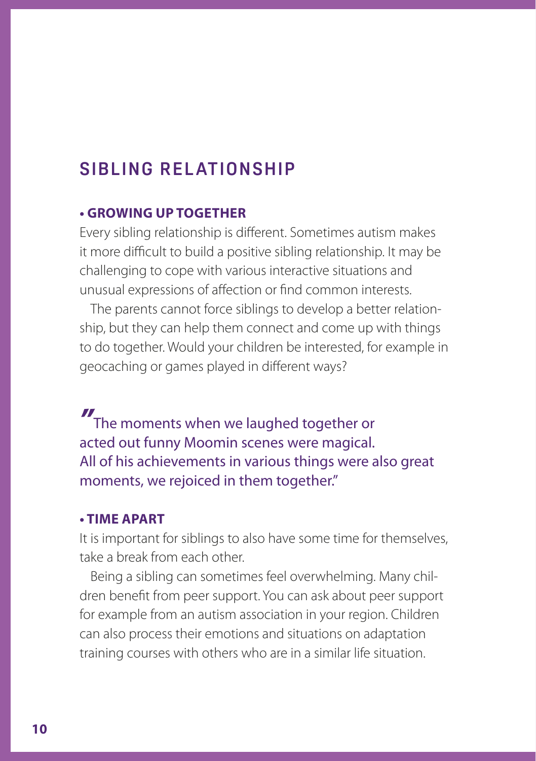## SIBLING RELATIONSHIP

### • GROWING UP TOGETHER

Every sibling relationship is different. Sometimes autism makes it more difficult to build a positive sibling relationship. It may be challenging to cope with various interactive situations and unusual expressions of affection or find common interests.

The parents cannot force siblings to develop a better relationship, but they can help them connect and come up with things to do together. Would your children be interested, for example in geocaching or games played in different ways?

> "The moments when we laughed together or acted out funny Moomin scenes were magical. All of his achievements in various things were also great moments, we rejoiced in them together."

### • TIME APART

It is important for siblings to also have some time for themselves, take a break from each other.

Being a sibling can sometimes feel overwhelming. Many children benefit from peer support. You can ask about peer support for example from an autism association in your region. Children can also process their emotions and situations on adaptation training courses with others who are in a similar life situation.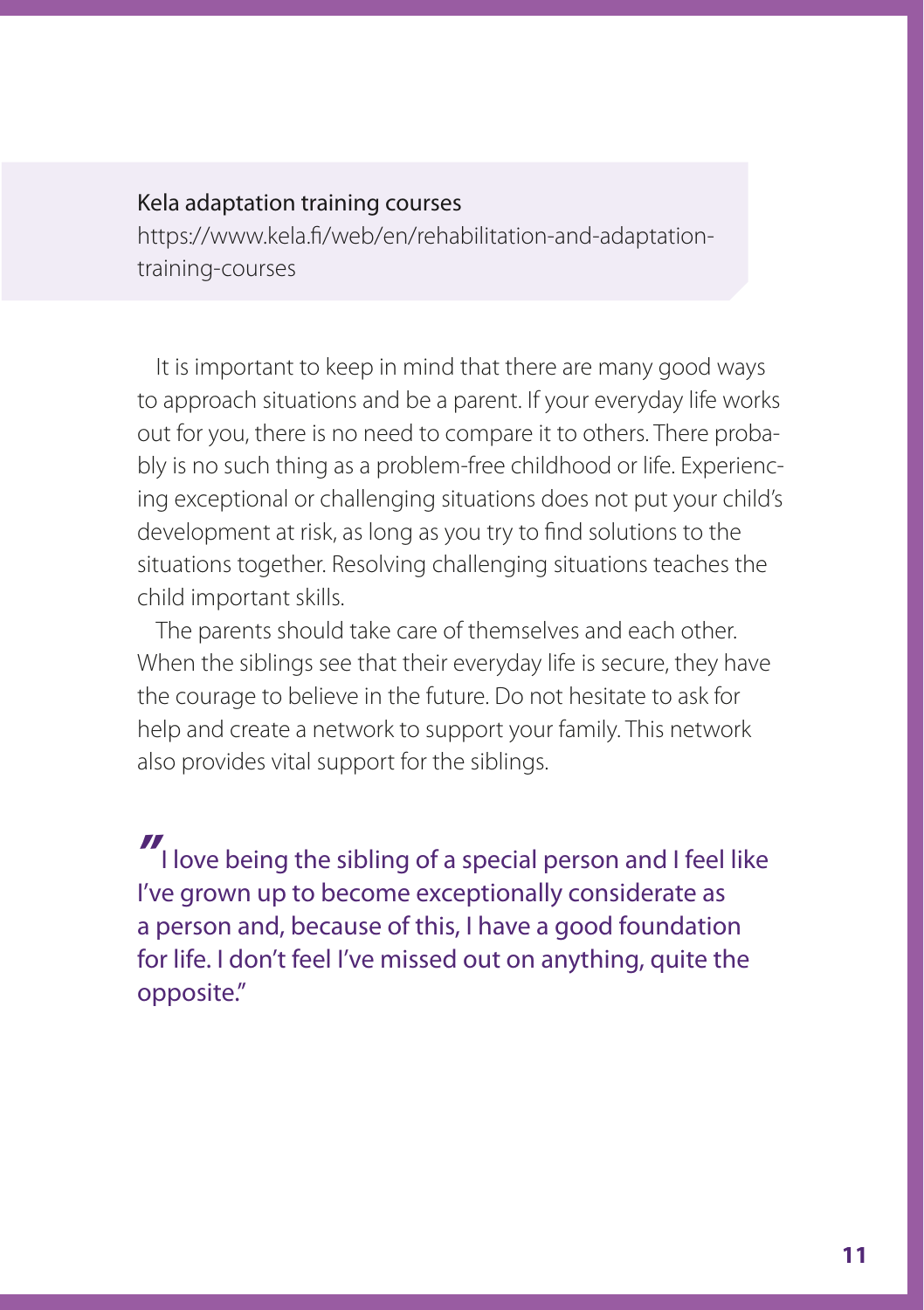Kela adaptation training courses
https://www.kela.fi/web/en/rehabilitation-and-adaptation-training-courses

It is important to keep in mind that there are many good ways to approach situations and be a parent. If your everyday life works out for you, there is no need to compare it to others. There probably is no such thing as a problem-free childhood or life. Experiencing exceptional or challenging situations does not put your child's development at risk, as long as you try to find solutions to the situations together. Resolving challenging situations teaches the child important skills.

The parents should take care of themselves and each other. When the siblings see that their everyday life is secure, they have the courage to believe in the future. Do not hesitate to ask for help and create a network to support your family. This network also provides vital support for the siblings.

"I love being the sibling of a special person and I feel like I've grown up to become exceptionally considerate as a person and, because of this, I have a good foundation for life. I don't feel I've missed out on anything, quite the opposite."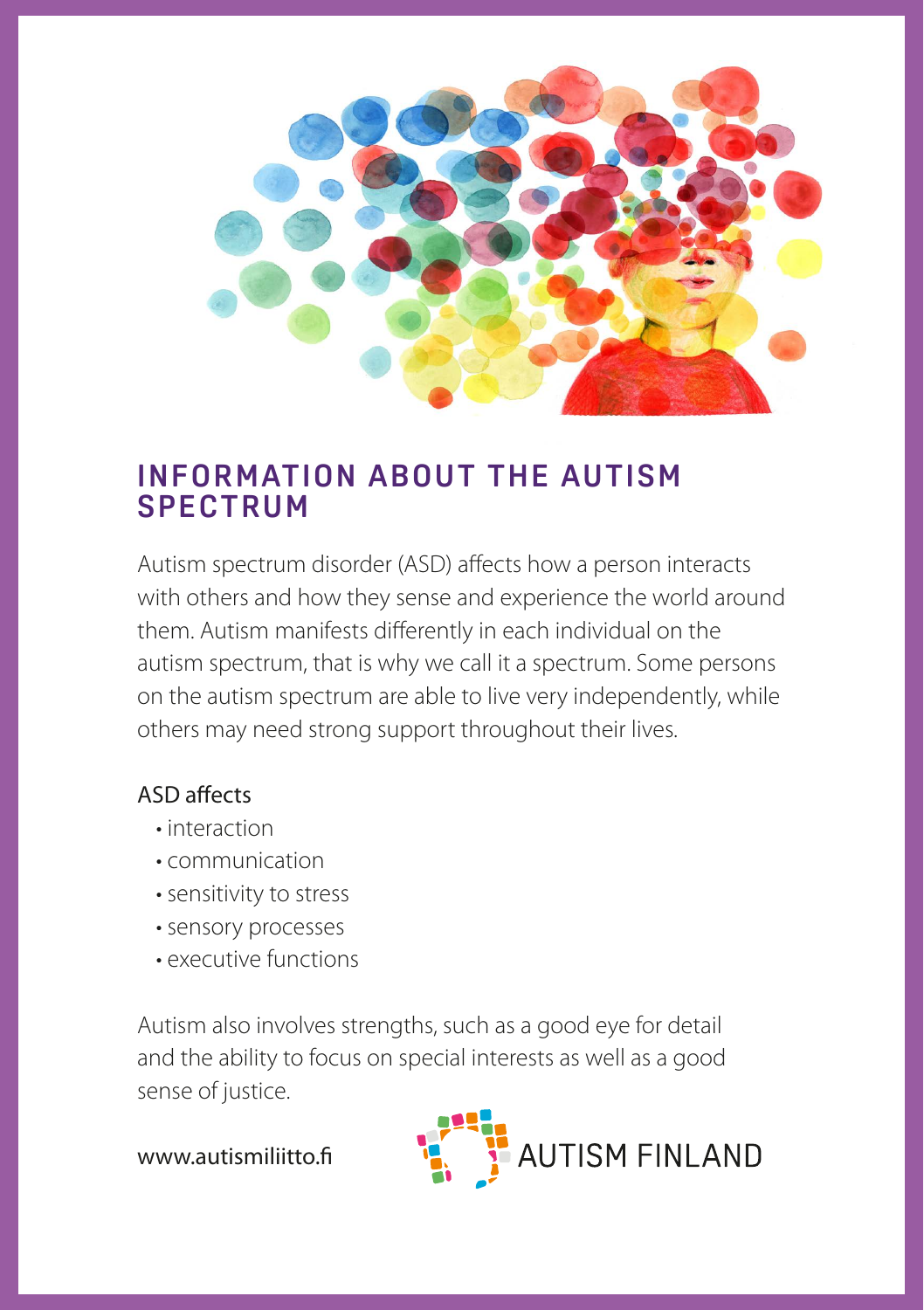# INFORMATION ABOUT THE AUTISM SPECTRUM

Autism spectrum disorder (ASD) affects how a person interacts with others and how they sense and experience the world around them. Autism manifests differently in each individual on the autism spectrum, that is why we call it a spectrum. Some persons on the autism spectrum are able to live very independently, while others may need strong support throughout their lives.

ASD affects

- interaction
- communication
- sensitivity to stress
- sensory processes
- executive functions

Autism also involves strengths, such as a good eye for detail and the ability to focus on special interests as well as a good sense of justice.

www.autismiliitto.fi

AUTISM FINLAND